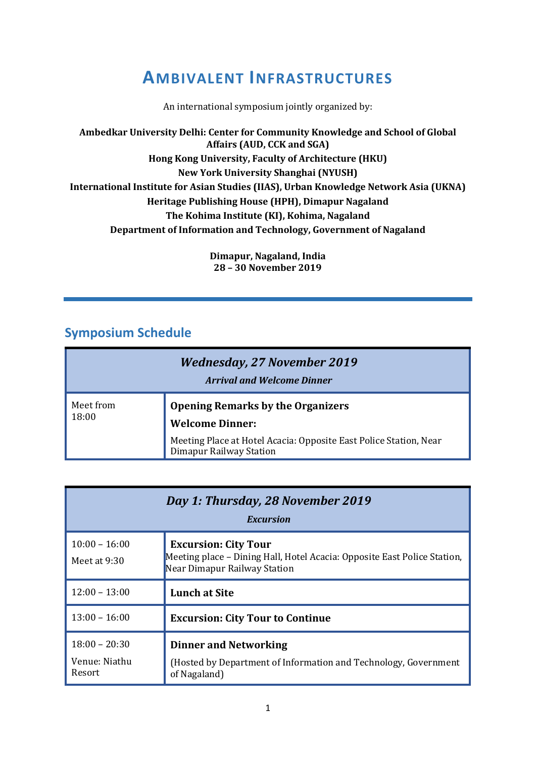# AMBIVALENT INFRASTRUCTURES

An international symposium jointly organized by:

**Ambedkar University Delhi: Center for Community Knowledge and School of Global Affairs (AUD, CCK and SGA)**
**Hong Kong University, Faculty of Architecture (HKU)**
**New York University Shanghai (NYUSH)**
**International Institute for Asian Studies (IIAS), Urban Knowledge Network Asia (UKNA)**
**Heritage Publishing House (HPH), Dimapur Nagaland**
**The Kohima Institute (KI), Kohima, Nagaland**
**Department of Information and Technology, Government of Nagaland**

**Dimapur, Nagaland, India**
**28 – 30 November 2019**

---

## Symposium Schedule

| ***Wednesday, 27 November 2019*** ***Arrival and Welcome Dinner*** | |
|---|---|
| Meet from 18:00 | **Opening Remarks by the Organizers** **Welcome Dinner:** Meeting Place at Hotel Acacia: Opposite East Police Station, Near Dimapur Railway Station |

| ***Day 1: Thursday, 28 November 2019*** ***Excursion*** | |
|---|---|
| 10:00 – 16:00 Meet at 9:30 | **Excursion: City Tour** Meeting place – Dining Hall, Hotel Acacia: Opposite East Police Station, Near Dimapur Railway Station |
| 12:00 – 13:00 | **Lunch at Site** |
| 13:00 – 16:00 | **Excursion: City Tour to Continue** |
| 18:00 – 20:30 Venue: Niathu Resort | **Dinner and Networking** (Hosted by Department of Information and Technology, Government of Nagaland) |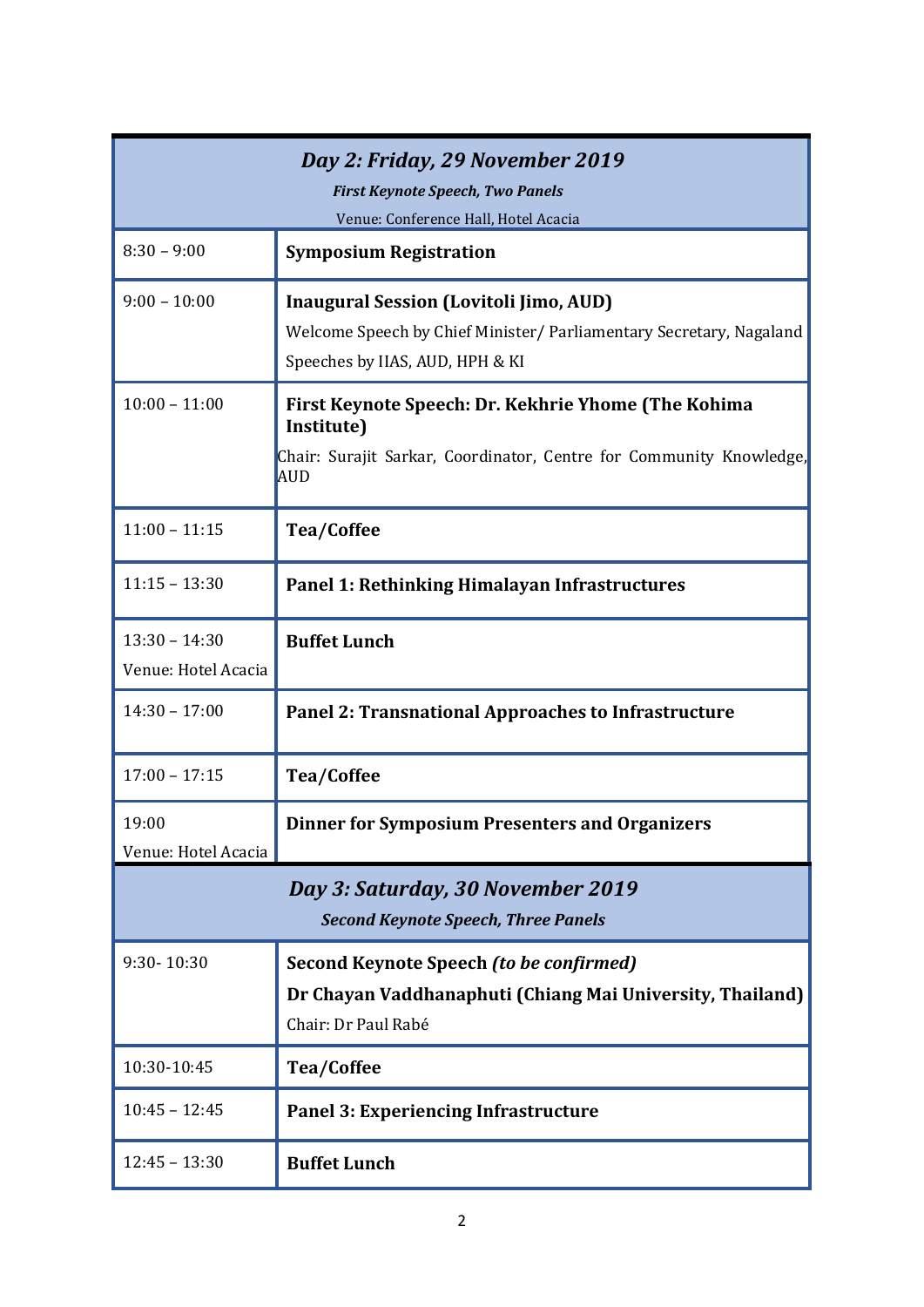| *Day 2: Friday, 29 November 2019* | |
|---|---|
| ***First Keynote Speech, Two Panels*** | |
| Venue: Conference Hall, Hotel Acacia | |
| 8:30 – 9:00 | **Symposium Registration** |
| 9:00 – 10:00 | **Inaugural Session (Lovitoli Jimo, AUD)**<br>Welcome Speech by Chief Minister/ Parliamentary Secretary, Nagaland<br>Speeches by IIAS, AUD, HPH & KI |
| 10:00 – 11:00 | **First Keynote Speech: Dr. Kekhrie Yhome (The Kohima Institute)**<br>Chair: Surajit Sarkar, Coordinator, Centre for Community Knowledge, AUD |
| 11:00 – 11:15 | **Tea/Coffee** |
| 11:15 – 13:30 | **Panel 1: Rethinking Himalayan Infrastructures** |
| 13:30 – 14:30<br>Venue: Hotel Acacia | **Buffet Lunch** |
| 14:30 – 17:00 | **Panel 2: Transnational Approaches to Infrastructure** |
| 17:00 – 17:15 | **Tea/Coffee** |
| 19:00<br>Venue: Hotel Acacia | **Dinner for Symposium Presenters and Organizers** |

| *Day 3: Saturday, 30 November 2019* | |
|---|---|
| ***Second Keynote Speech, Three Panels*** | |
| 9:30- 10:30 | **Second Keynote Speech *(to be confirmed)***<br>**Dr Chayan Vaddhanaphuti (Chiang Mai University, Thailand)**<br>Chair: Dr Paul Rabé |
| 10:30-10:45 | **Tea/Coffee** |
| 10:45 – 12:45 | **Panel 3: Experiencing Infrastructure** |
| 12:45 – 13:30 | **Buffet Lunch** |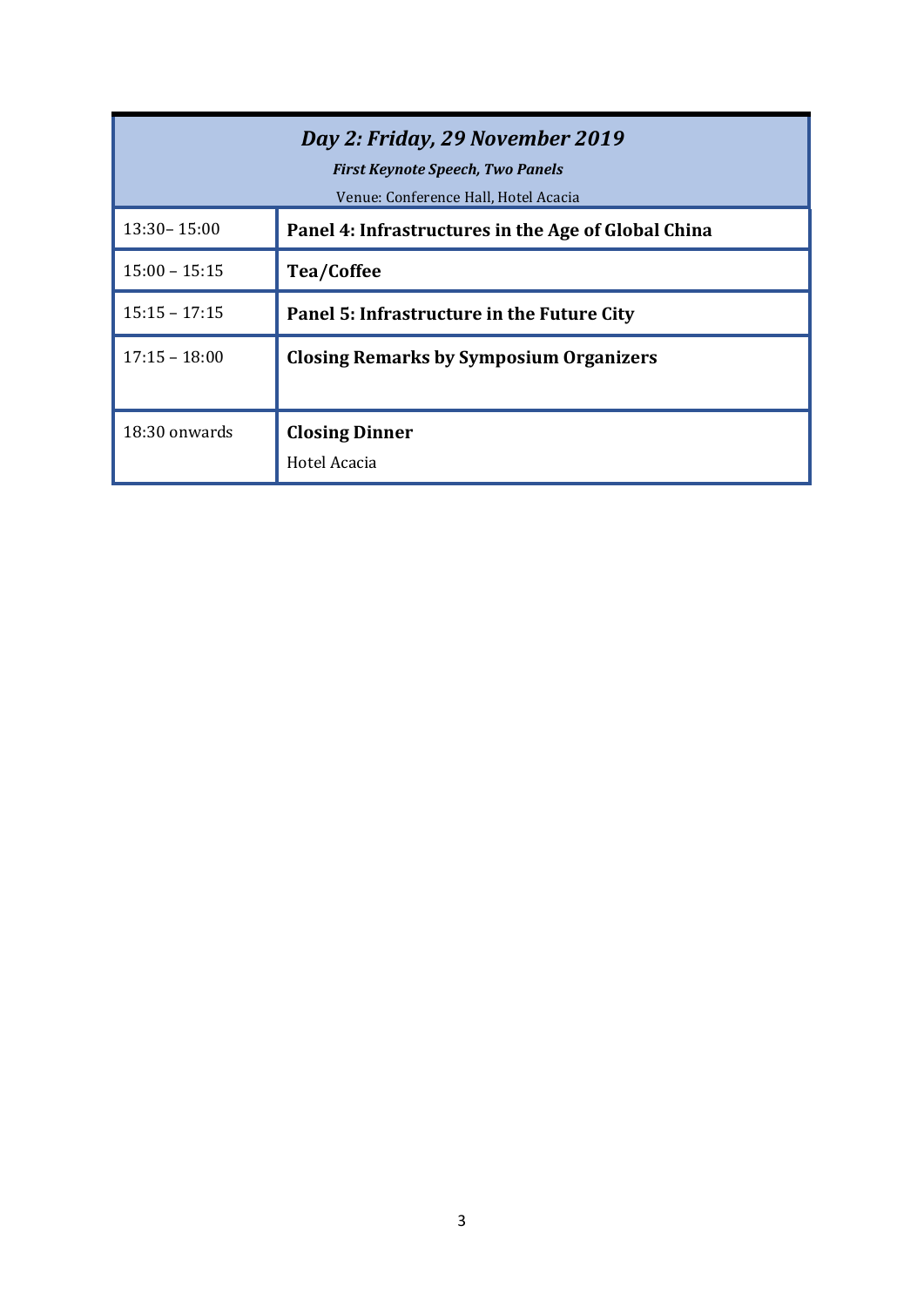| *Day 2: Friday, 29 November 2019*<br>***First Keynote Speech, Two Panels***<br>Venue: Conference Hall, Hotel Acacia | |
|---|---|
| 13:30– 15:00 | **Panel 4: Infrastructures in the Age of Global China** |
| 15:00 – 15:15 | **Tea/Coffee** |
| 15:15 – 17:15 | **Panel 5: Infrastructure in the Future City** |
| 17:15 – 18:00 | **Closing Remarks by Symposium Organizers** |
| 18:30 onwards | **Closing Dinner**<br>Hotel Acacia |